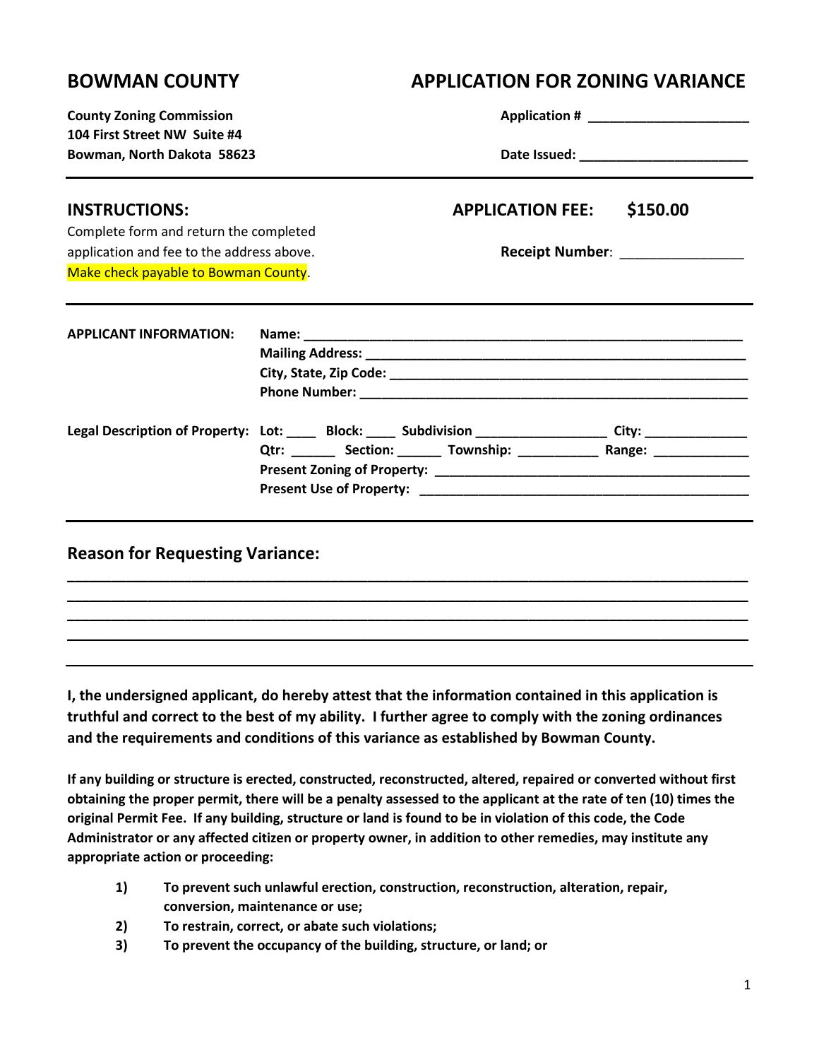# BOWMAN COUNTY

# APPLICATION FOR ZONING VARIANCE

**County Zoning Commission**
**104 First Street NW Suite #4**
**Bowman, North Dakota 58623**

**Application #** ______________________

**Date Issued:** ________________________

---

## INSTRUCTIONS:

Complete form and return the completed application and fee to the address above. Make check payable to Bowman County.

## APPLICATION FEE: $150.00

**Receipt Number**: ________________

---

**APPLICANT INFORMATION:**

**Name:** ______________________________________________________________

**Mailing Address:** _______________________________________________________

**City, State, Zip Code:** ____________________________________________________

**Phone Number:** ________________________________________________________

**Legal Description of Property:**

**Lot:** ____ **Block:** ____ **Subdivision** __________________ **City:** ______________

**Qtr:** ______ **Section:** ______ **Township:** ___________ **Range:** _____________

**Present Zoning of Property:** _____________________________________________

**Present Use of Property:** _______________________________________________

---

## Reason for Requesting Variance:

________________________________________________________________________________

________________________________________________________________________________

________________________________________________________________________________

________________________________________________________________________________

---

**I, the undersigned applicant, do hereby attest that the information contained in this application is truthful and correct to the best of my ability. I further agree to comply with the zoning ordinances and the requirements and conditions of this variance as established by Bowman County.**

**If any building or structure is erected, constructed, reconstructed, altered, repaired or converted without first obtaining the proper permit, there will be a penalty assessed to the applicant at the rate of ten (10) times the original Permit Fee. If any building, structure or land is found to be in violation of this code, the Code Administrator or any affected citizen or property owner, in addition to other remedies, may institute any appropriate action or proceeding:**

1) **To prevent such unlawful erection, construction, reconstruction, alteration, repair, conversion, maintenance or use;**
2) **To restrain, correct, or abate such violations;**
3) **To prevent the occupancy of the building, structure, or land; or**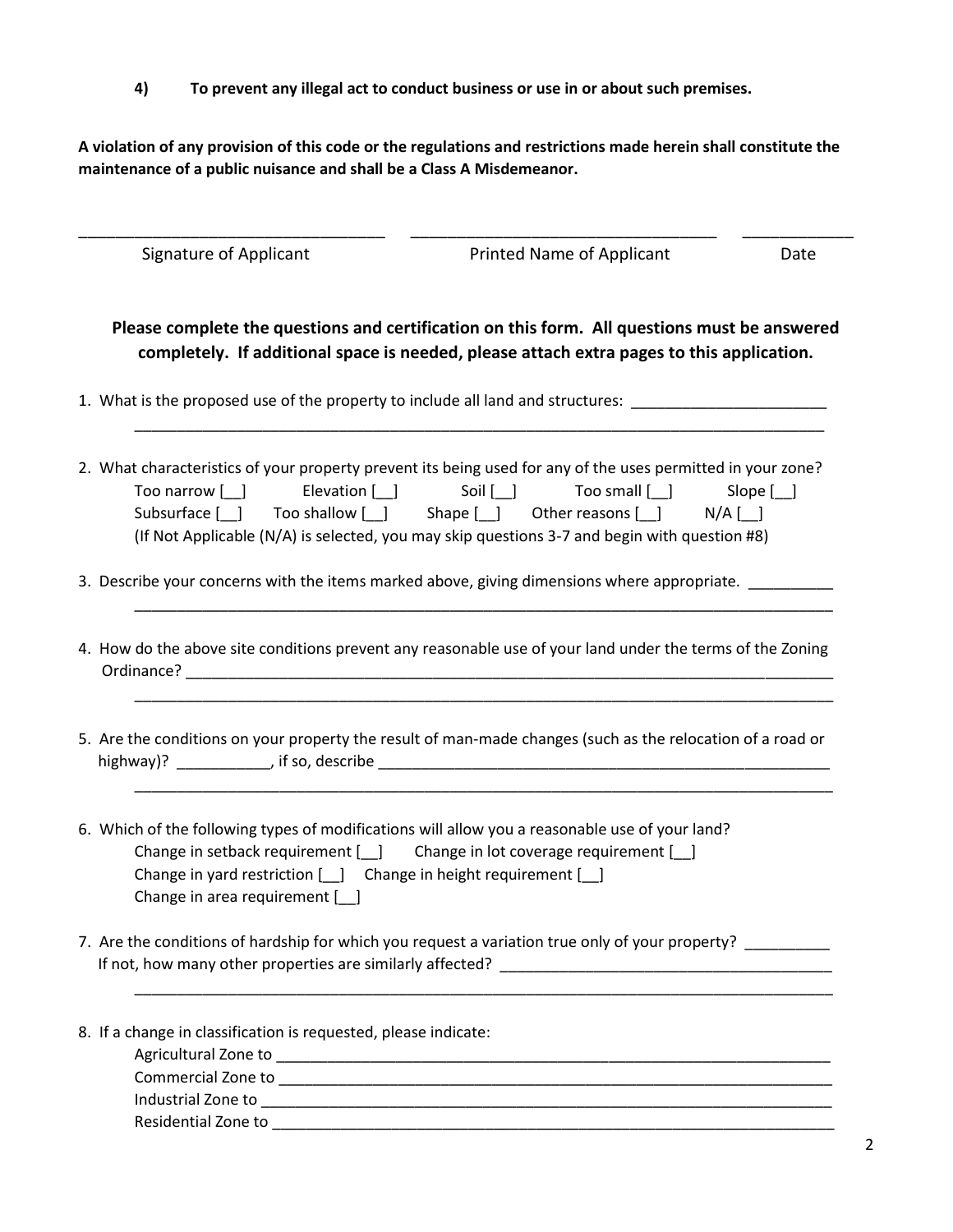**4) To prevent any illegal act to conduct business or use in or about such premises.**

**A violation of any provision of this code or the regulations and restrictions made herein shall constitute the maintenance of a public nuisance and shall be a Class A Misdemeanor.**

___________________________________ ___________________________________ ____________

Signature of Applicant Printed Name of Applicant Date

**Please complete the questions and certification on this form. All questions must be answered completely. If additional space is needed, please attach extra pages to this application.**

1. What is the proposed use of the property to include all land and structures: _______________________
   _____________________________________________________________________________________

2. What characteristics of your property prevent its being used for any of the uses permitted in your zone?
   Too narrow [__] Elevation [__] Soil [__] Too small [__] Slope [__]
   Subsurface [__] Too shallow [__] Shape [__] Other reasons [__] N/A [__]
   (If Not Applicable (N/A) is selected, you may skip questions 3-7 and begin with question #8)

3. Describe your concerns with the items marked above, giving dimensions where appropriate. __________
   _____________________________________________________________________________________

4. How do the above site conditions prevent any reasonable use of your land under the terms of the Zoning Ordinance? _______________________________________________________________________________
   _____________________________________________________________________________________

5. Are the conditions on your property the result of man-made changes (such as the relocation of a road or highway)? ___________, if so, describe _______________________________________________________
   _____________________________________________________________________________________

6. Which of the following types of modifications will allow you a reasonable use of your land?
   Change in setback requirement [__] Change in lot coverage requirement [__]
   Change in yard restriction [__] Change in height requirement [__]
   Change in area requirement [__]

7. Are the conditions of hardship for which you request a variation true only of your property? __________
   If not, how many other properties are similarly affected? ________________________________________
   _____________________________________________________________________________________

8. If a change in classification is requested, please indicate:
   Agricultural Zone to ______________________________________________________________________
   Commercial Zone to ______________________________________________________________________
   Industrial Zone to ________________________________________________________________________
   Residential Zone to _______________________________________________________________________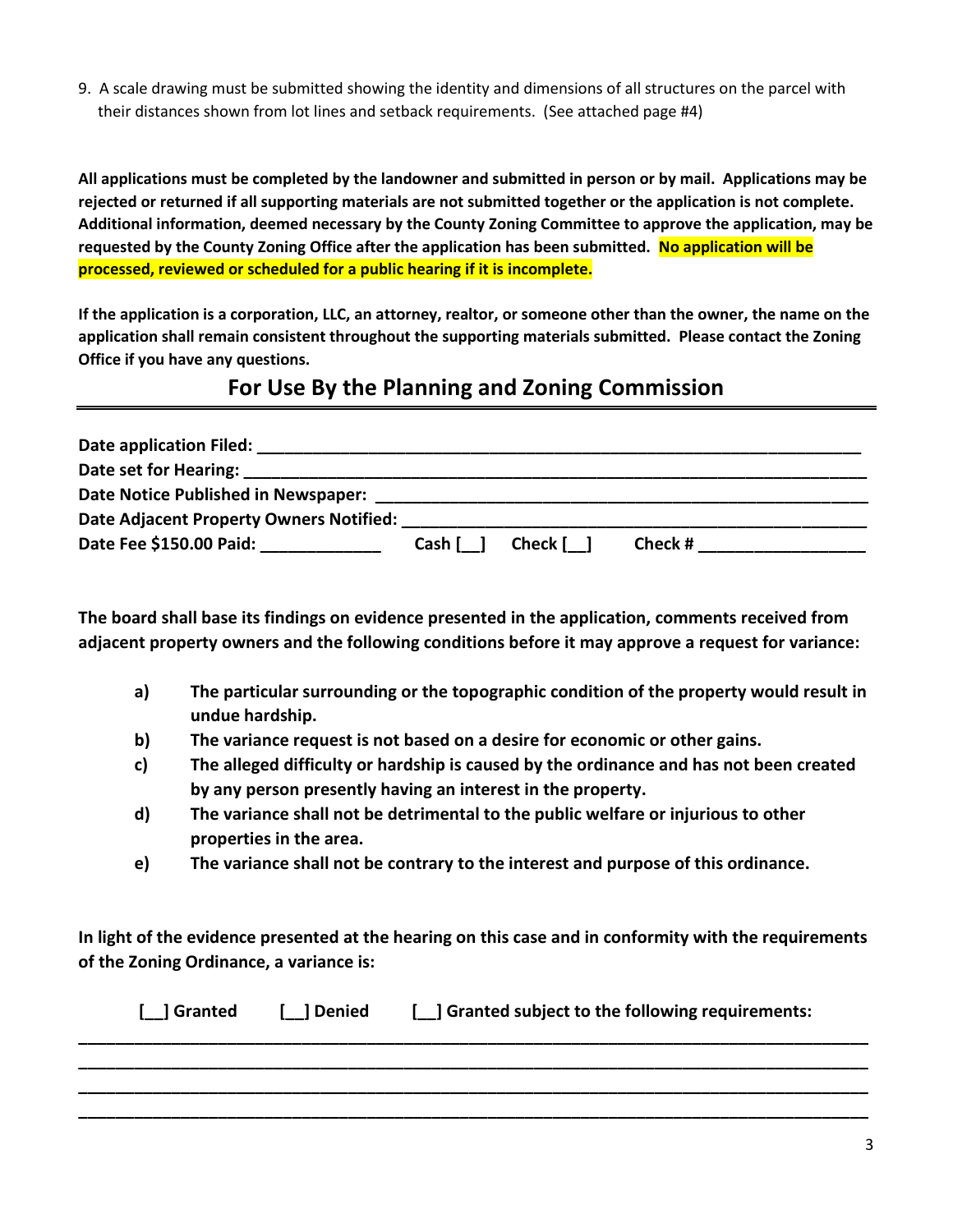9. A scale drawing must be submitted showing the identity and dimensions of all structures on the parcel with their distances shown from lot lines and setback requirements. (See attached page #4)

**All applications must be completed by the landowner and submitted in person or by mail. Applications may be rejected or returned if all supporting materials are not submitted together or the application is not complete. Additional information, deemed necessary by the County Zoning Committee to approve the application, may be requested by the County Zoning Office after the application has been submitted. No application will be processed, reviewed or scheduled for a public hearing if it is incomplete.**

**If the application is a corporation, LLC, an attorney, realtor, or someone other than the owner, the name on the application shall remain consistent throughout the supporting materials submitted. Please contact the Zoning Office if you have any questions.**

## For Use By the Planning and Zoning Commission

**Date application Filed:** ______________________________________________

**Date set for Hearing:** ______________________________________________

**Date Notice Published in Newspaper:** ____________________________________

**Date Adjacent Property Owners Notified:** __________________________________

**Date Fee $150.00 Paid:** _____________ **Cash [__]** **Check [__]** **Check #** _______________

**The board shall base its findings on evidence presented in the application, comments received from adjacent property owners and the following conditions before it may approve a request for variance:**

- **a)** **The particular surrounding or the topographic condition of the property would result in undue hardship.**
- **b)** **The variance request is not based on a desire for economic or other gains.**
- **c)** **The alleged difficulty or hardship is caused by the ordinance and has not been created by any person presently having an interest in the property.**
- **d)** **The variance shall not be detrimental to the public welfare or injurious to other properties in the area.**
- **e)** **The variance shall not be contrary to the interest and purpose of this ordinance.**

**In light of the evidence presented at the hearing on this case and in conformity with the requirements of the Zoning Ordinance, a variance is:**

**[__] Granted** **[__] Denied** **[__] Granted subject to the following requirements:**

________________________________________________________________________________

________________________________________________________________________________

________________________________________________________________________________

________________________________________________________________________________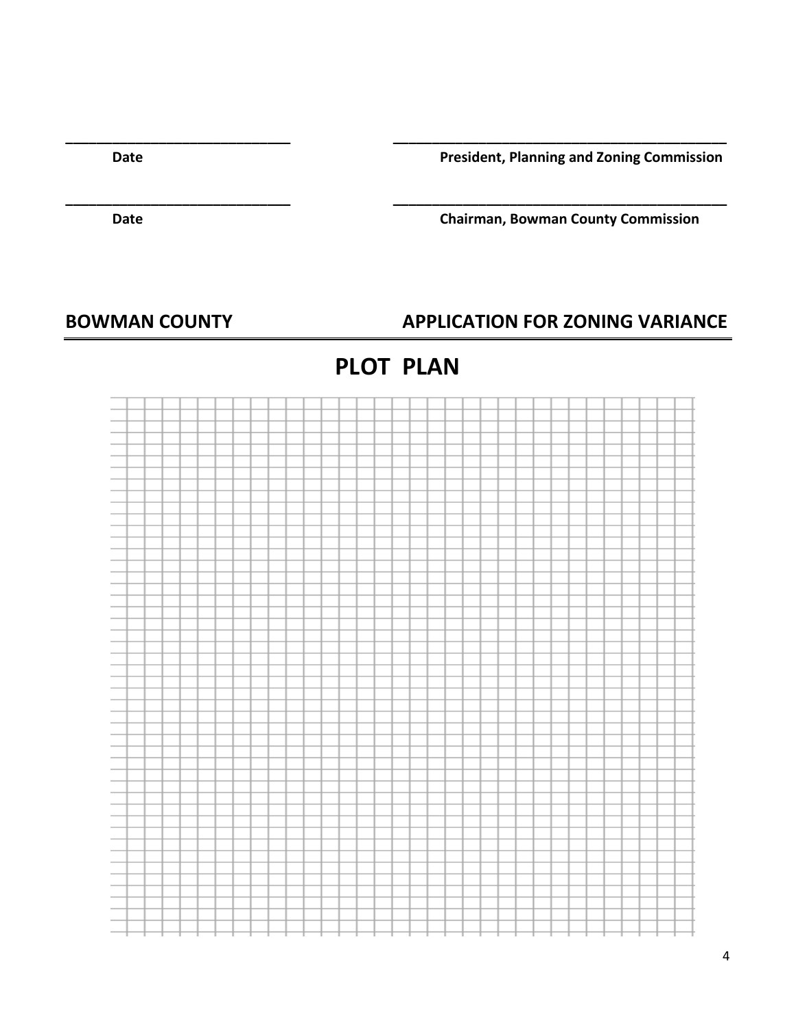______________________________ &nbsp;&nbsp;&nbsp;&nbsp;&nbsp;&nbsp;&nbsp;&nbsp; ____________________________________________

**Date** &nbsp;&nbsp;&nbsp;&nbsp;&nbsp;&nbsp;&nbsp;&nbsp;&nbsp;&nbsp;&nbsp;&nbsp;&nbsp;&nbsp;&nbsp;&nbsp;&nbsp;&nbsp;&nbsp;&nbsp;&nbsp;&nbsp;&nbsp;&nbsp;&nbsp;&nbsp;&nbsp;&nbsp;&nbsp;&nbsp;&nbsp;&nbsp;&nbsp;&nbsp;&nbsp;&nbsp;&nbsp;&nbsp;&nbsp;&nbsp; **President, Planning and Zoning Commission**

______________________________ &nbsp;&nbsp;&nbsp;&nbsp;&nbsp;&nbsp;&nbsp;&nbsp; ____________________________________________

**Date** &nbsp;&nbsp;&nbsp;&nbsp;&nbsp;&nbsp;&nbsp;&nbsp;&nbsp;&nbsp;&nbsp;&nbsp;&nbsp;&nbsp;&nbsp;&nbsp;&nbsp;&nbsp;&nbsp;&nbsp;&nbsp;&nbsp;&nbsp;&nbsp;&nbsp;&nbsp;&nbsp;&nbsp;&nbsp;&nbsp;&nbsp;&nbsp;&nbsp;&nbsp;&nbsp;&nbsp;&nbsp;&nbsp;&nbsp;&nbsp; **Chairman, Bowman County Commission**

## BOWMAN COUNTY &nbsp;&nbsp;&nbsp;&nbsp;&nbsp;&nbsp;&nbsp;&nbsp;&nbsp;&nbsp;&nbsp;&nbsp;&nbsp;&nbsp;&nbsp;&nbsp; APPLICATION FOR ZONING VARIANCE

# PLOT PLAN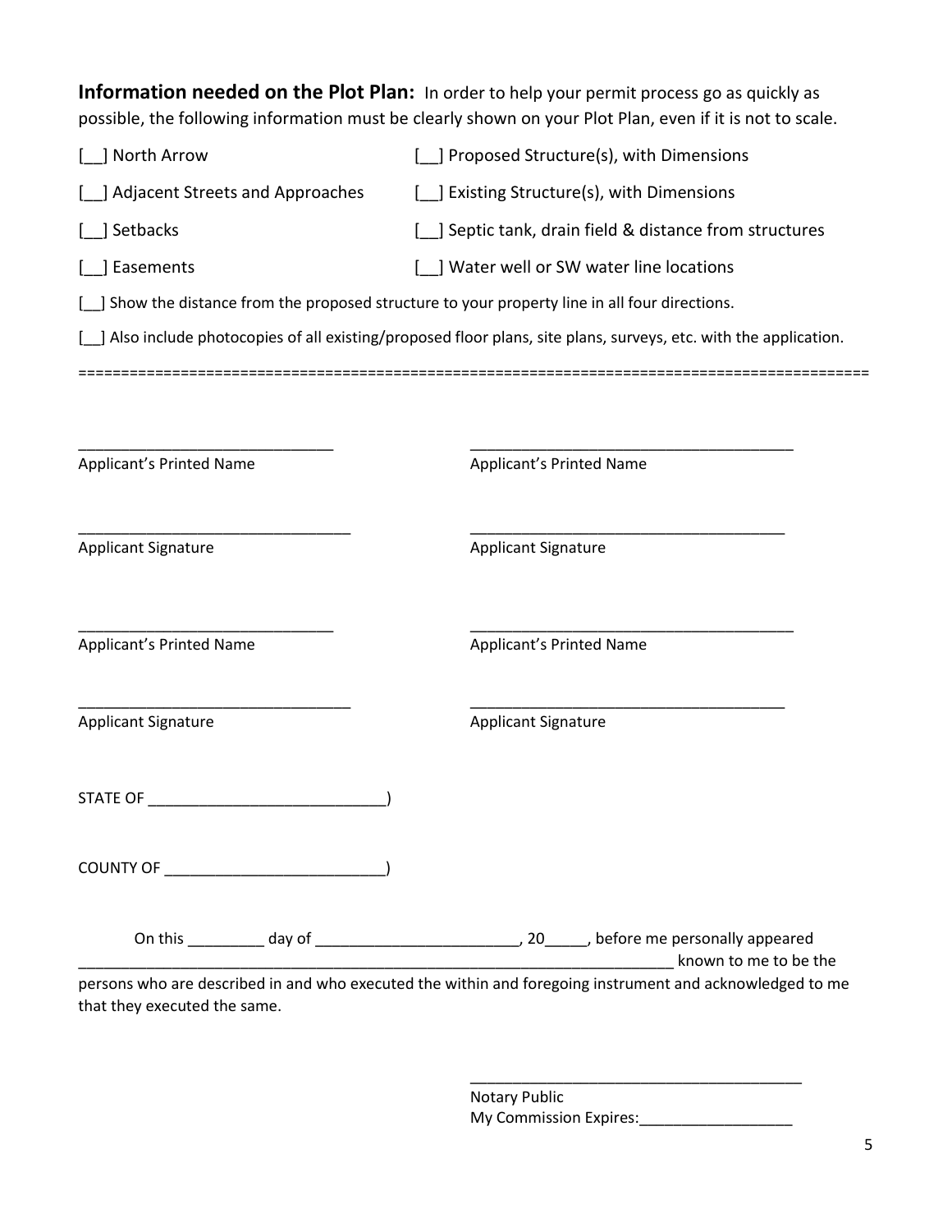**Information needed on the Plot Plan:** In order to help your permit process go as quickly as possible, the following information must be clearly shown on your Plot Plan, even if it is not to scale.

[__] North Arrow

[__] Proposed Structure(s), with Dimensions

[__] Adjacent Streets and Approaches

[__] Existing Structure(s), with Dimensions

[__] Setbacks

[__] Septic tank, drain field & distance from structures

[__] Easements

[__] Water well or SW water line locations

[__] Show the distance from the proposed structure to your property line in all four directions.

[__] Also include photocopies of all existing/proposed floor plans, site plans, surveys, etc. with the application.

==========================================================================================

______________________________ Applicant's Printed Name

______________________________ Applicant's Printed Name

______________________________ Applicant Signature

______________________________ Applicant Signature

______________________________ Applicant's Printed Name

______________________________ Applicant's Printed Name

______________________________ Applicant Signature

______________________________ Applicant Signature

STATE OF ____________________________)

COUNTY OF __________________________)

On this _________ day of ________________________, 20_____, before me personally appeared ______________________________________________________________________ known to me to be the persons who are described in and who executed the within and foregoing instrument and acknowledged to me that they executed the same.

_______________________________________
Notary Public
My Commission Expires:__________________